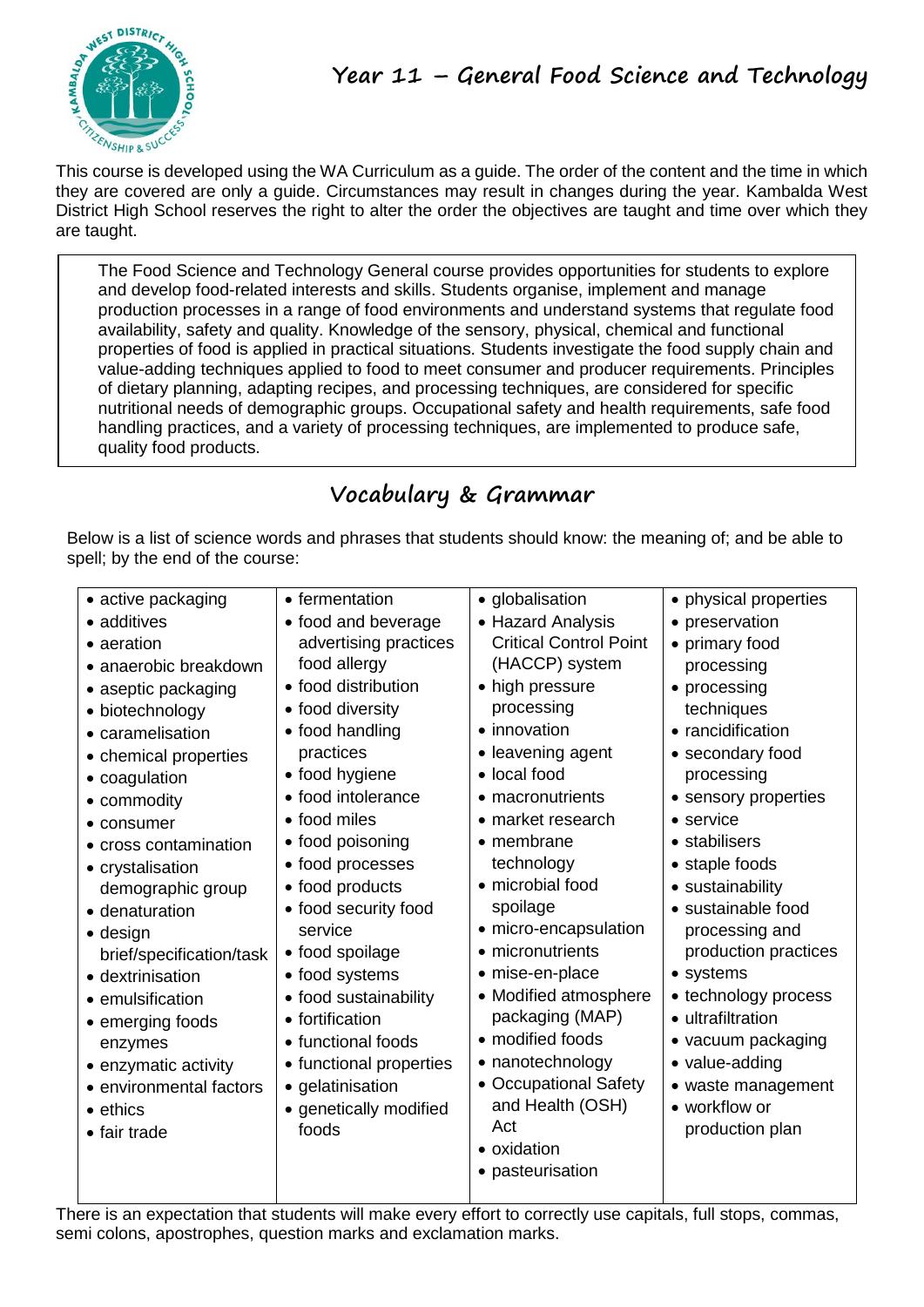# Year 11 – General Food Science and Technology

This course is developed using the WA Curriculum as a guide. The order of the content and the time in which they are covered are only a guide. Circumstances may result in changes during the year. Kambalda West District High School reserves the right to alter the order the objectives are taught and time over which they are taught.

> The Food Science and Technology General course provides opportunities for students to explore and develop food-related interests and skills. Students organise, implement and manage production processes in a range of food environments and understand systems that regulate food availability, safety and quality. Knowledge of the sensory, physical, chemical and functional properties of food is applied in practical situations. Students investigate the food supply chain and value-adding techniques applied to food to meet consumer and producer requirements. Principles of dietary planning, adapting recipes, and processing techniques, are considered for specific nutritional needs of demographic groups. Occupational safety and health requirements, safe food handling practices, and a variety of processing techniques, are implemented to produce safe, quality food products.

## Vocabulary & Grammar

Below is a list of science words and phrases that students should know: the meaning of; and be able to spell; by the end of the course:

- active packaging
- additives
- aeration
- anaerobic breakdown
- aseptic packaging
- biotechnology
- caramelisation
- chemical properties
- coagulation
- commodity
- consumer
- cross contamination
- crystalisation demographic group
- denaturation
- design brief/specification/task
- dextrinisation
- emulsification
- emerging foods enzymes
- enzymatic activity
- environmental factors
- ethics
- fair trade
- fermentation
- food and beverage advertising practices food allergy
- food distribution
- food diversity
- food handling practices
- food hygiene
- food intolerance
- food miles
- food poisoning
- food processes
- food products
- food security food service
- food spoilage
- food systems
- food sustainability
- fortification
- functional foods
- functional properties
- gelatinisation
- genetically modified foods
- globalisation
- Hazard Analysis Critical Control Point (HACCP) system
- high pressure processing
- innovation
- leavening agent
- local food
- macronutrients
- market research
- membrane technology
- microbial food spoilage
- micro-encapsulation
- micronutrients
- mise-en-place
- Modified atmosphere packaging (MAP)
- modified foods
- nanotechnology
- Occupational Safety and Health (OSH) Act
- oxidation
- pasteurisation
- physical properties
- preservation
- primary food processing
- processing techniques
- rancidification
- secondary food processing
- sensory properties
- service
- stabilisers
- staple foods
- sustainability
- sustainable food processing and production practices
- systems
- technology process
- ultrafiltration
- vacuum packaging
- value-adding
- waste management
- workflow or production plan

There is an expectation that students will make every effort to correctly use capitals, full stops, commas, semi colons, apostrophes, question marks and exclamation marks.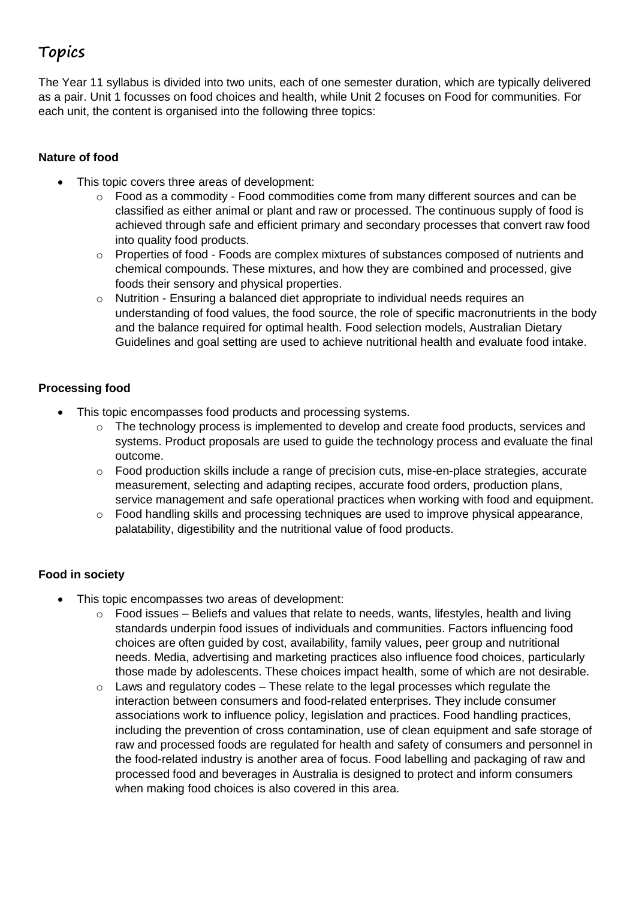# Topics

The Year 11 syllabus is divided into two units, each of one semester duration, which are typically delivered as a pair. Unit 1 focusses on food choices and health, while Unit 2 focuses on Food for communities. For each unit, the content is organised into the following three topics:

**Nature of food**

- This topic covers three areas of development:
    - Food as a commodity - Food commodities come from many different sources and can be classified as either animal or plant and raw or processed. The continuous supply of food is achieved through safe and efficient primary and secondary processes that convert raw food into quality food products.
    - Properties of food - Foods are complex mixtures of substances composed of nutrients and chemical compounds. These mixtures, and how they are combined and processed, give foods their sensory and physical properties.
    - Nutrition - Ensuring a balanced diet appropriate to individual needs requires an understanding of food values, the food source, the role of specific macronutrients in the body and the balance required for optimal health. Food selection models, Australian Dietary Guidelines and goal setting are used to achieve nutritional health and evaluate food intake.

**Processing food**

- This topic encompasses food products and processing systems.
    - The technology process is implemented to develop and create food products, services and systems. Product proposals are used to guide the technology process and evaluate the final outcome.
    - Food production skills include a range of precision cuts, mise-en-place strategies, accurate measurement, selecting and adapting recipes, accurate food orders, production plans, service management and safe operational practices when working with food and equipment.
    - Food handling skills and processing techniques are used to improve physical appearance, palatability, digestibility and the nutritional value of food products.

**Food in society**

- This topic encompasses two areas of development:
    - Food issues – Beliefs and values that relate to needs, wants, lifestyles, health and living standards underpin food issues of individuals and communities. Factors influencing food choices are often guided by cost, availability, family values, peer group and nutritional needs. Media, advertising and marketing practices also influence food choices, particularly those made by adolescents. These choices impact health, some of which are not desirable.
    - Laws and regulatory codes – These relate to the legal processes which regulate the interaction between consumers and food-related enterprises. They include consumer associations work to influence policy, legislation and practices. Food handling practices, including the prevention of cross contamination, use of clean equipment and safe storage of raw and processed foods are regulated for health and safety of consumers and personnel in the food-related industry is another area of focus. Food labelling and packaging of raw and processed food and beverages in Australia is designed to protect and inform consumers when making food choices is also covered in this area.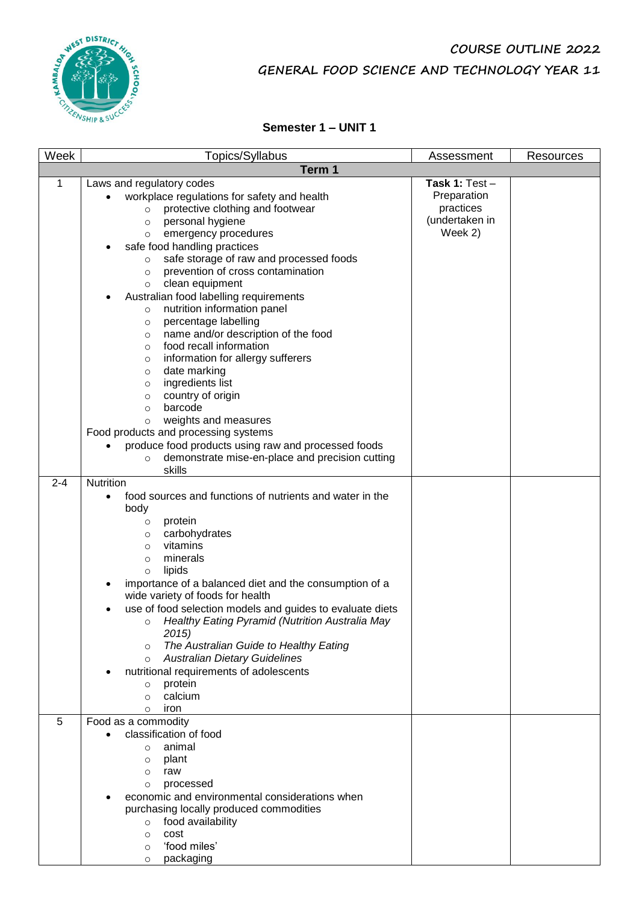# COURSE OUTLINE 2022

## GENERAL FOOD SCIENCE AND TECHNOLOGY YEAR 11

### Semester 1 – UNIT 1

| Week | Topics/Syllabus | Assessment | Resources |
|---|---|---|---|
| **Term 1** | | | |
| 1 | Laws and regulatory codes<br>• workplace regulations for safety and health<br>  ○ protective clothing and footwear<br>  ○ personal hygiene<br>  ○ emergency procedures<br>• safe food handling practices<br>  ○ safe storage of raw and processed foods<br>  ○ prevention of cross contamination<br>  ○ clean equipment<br>• Australian food labelling requirements<br>  ○ nutrition information panel<br>  ○ percentage labelling<br>  ○ name and/or description of the food<br>  ○ food recall information<br>  ○ information for allergy sufferers<br>  ○ date marking<br>  ○ ingredients list<br>  ○ country of origin<br>  ○ barcode<br>  ○ weights and measures<br>Food products and processing systems<br>• produce food products using raw and processed foods<br>  ○ demonstrate mise-en-place and precision cutting skills | **Task 1:** Test – Preparation practices (undertaken in Week 2) | |
| 2-4 | Nutrition<br>• food sources and functions of nutrients and water in the body<br>  ○ protein<br>  ○ carbohydrates<br>  ○ vitamins<br>  ○ minerals<br>  ○ lipids<br>• importance of a balanced diet and the consumption of a wide variety of foods for health<br>• use of food selection models and guides to evaluate diets<br>  ○ *Healthy Eating Pyramid (Nutrition Australia May 2015)*<br>  ○ *The Australian Guide to Healthy Eating*<br>  ○ *Australian Dietary Guidelines*<br>• nutritional requirements of adolescents<br>  ○ protein<br>  ○ calcium<br>  ○ iron | | |
| 5 | Food as a commodity<br>• classification of food<br>  ○ animal<br>  ○ plant<br>  ○ raw<br>  ○ processed<br>• economic and environmental considerations when purchasing locally produced commodities<br>  ○ food availability<br>  ○ cost<br>  ○ 'food miles'<br>  ○ packaging | | |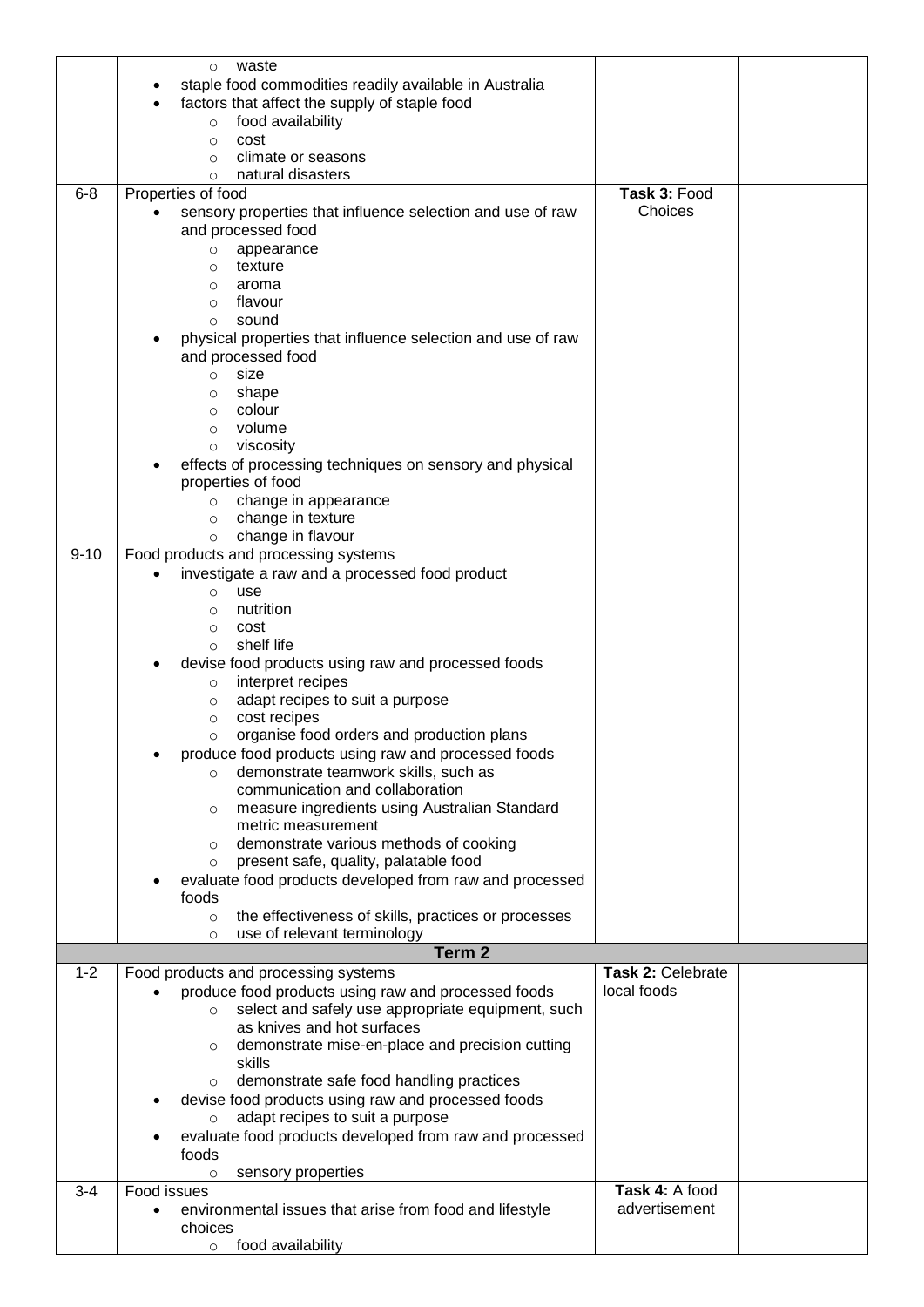| | | | |
|---|---|---|---|
| | ○ waste<br>• staple food commodities readily available in Australia<br>• factors that affect the supply of staple food<br>○ food availability<br>○ cost<br>○ climate or seasons<br>○ natural disasters | | |
| 6-8 | Properties of food<br>• sensory properties that influence selection and use of raw and processed food<br>○ appearance<br>○ texture<br>○ aroma<br>○ flavour<br>○ sound<br>• physical properties that influence selection and use of raw and processed food<br>○ size<br>○ shape<br>○ colour<br>○ volume<br>○ viscosity<br>• effects of processing techniques on sensory and physical properties of food<br>○ change in appearance<br>○ change in texture<br>○ change in flavour | **Task 3:** Food Choices | |
| 9-10 | Food products and processing systems<br>• investigate a raw and a processed food product<br>○ use<br>○ nutrition<br>○ cost<br>○ shelf life<br>• devise food products using raw and processed foods<br>○ interpret recipes<br>○ adapt recipes to suit a purpose<br>○ cost recipes<br>○ organise food orders and production plans<br>• produce food products using raw and processed foods<br>○ demonstrate teamwork skills, such as communication and collaboration<br>○ measure ingredients using Australian Standard metric measurement<br>○ demonstrate various methods of cooking<br>○ present safe, quality, palatable food<br>• evaluate food products developed from raw and processed foods<br>○ the effectiveness of skills, practices or processes<br>○ use of relevant terminology | | |
| | **Term 2** | | |
| 1-2 | Food products and processing systems<br>• produce food products using raw and processed foods<br>○ select and safely use appropriate equipment, such as knives and hot surfaces<br>○ demonstrate mise-en-place and precision cutting skills<br>○ demonstrate safe food handling practices<br>• devise food products using raw and processed foods<br>○ adapt recipes to suit a purpose<br>• evaluate food products developed from raw and processed foods<br>○ sensory properties | **Task 2:** Celebrate local foods | |
| 3-4 | Food issues<br>• environmental issues that arise from food and lifestyle choices<br>○ food availability | **Task 4:** A food advertisement | |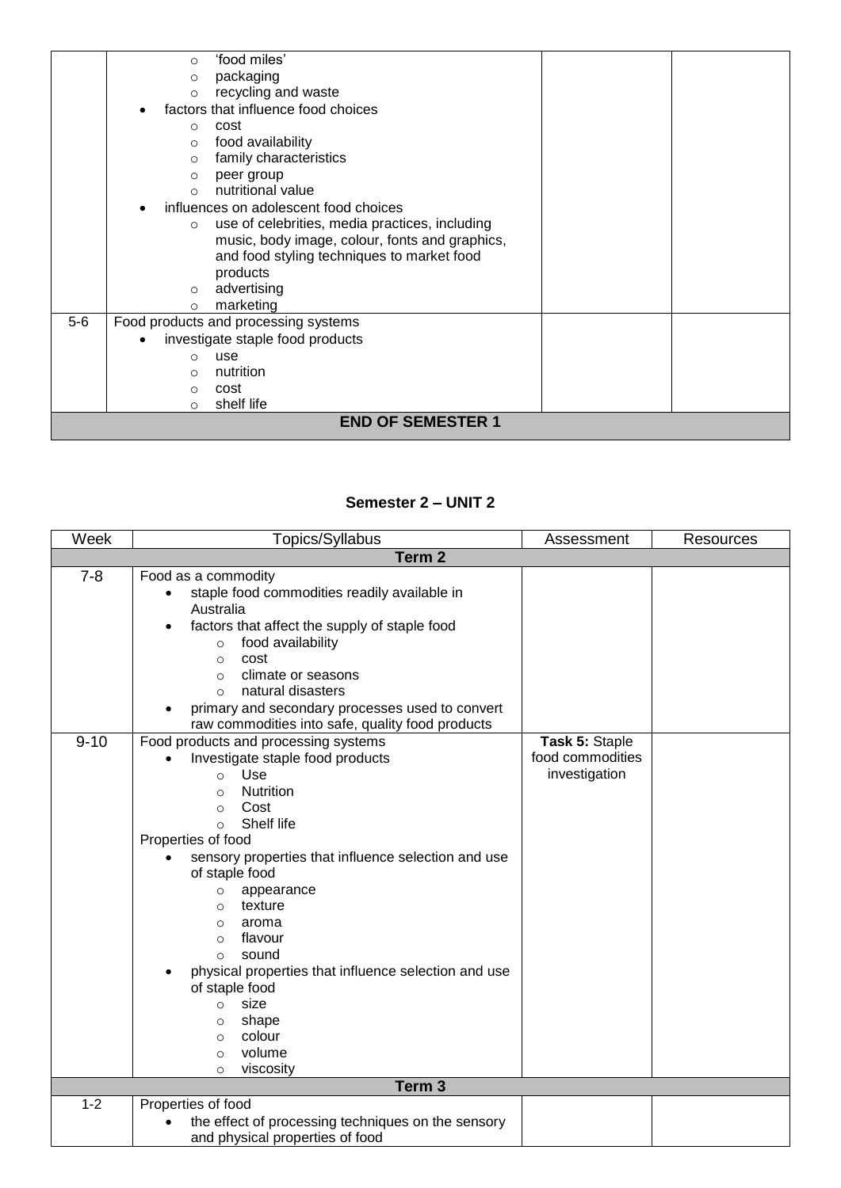| Week | Topics/Syllabus | Assessment | Resources |
|---|---|---|---|
| | ○ 'food miles'<br>○ packaging<br>○ recycling and waste<br>• factors that influence food choices<br>○ cost<br>○ food availability<br>○ family characteristics<br>○ peer group<br>○ nutritional value<br>• influences on adolescent food choices<br>○ use of celebrities, media practices, including music, body image, colour, fonts and graphics, and food styling techniques to market food products<br>○ advertising<br>○ marketing | | |
| 5-6 | Food products and processing systems<br>• investigate staple food products<br>○ use<br>○ nutrition<br>○ cost<br>○ shelf life | | |
| **END OF SEMESTER 1** | | | |

## Semester 2 – UNIT 2

| Week | Topics/Syllabus | Assessment | Resources |
|---|---|---|---|
| **Term 2** | | | |
| 7-8 | Food as a commodity<br>• staple food commodities readily available in Australia<br>• factors that affect the supply of staple food<br>○ food availability<br>○ cost<br>○ climate or seasons<br>○ natural disasters<br>• primary and secondary processes used to convert raw commodities into safe, quality food products | | |
| 9-10 | Food products and processing systems<br>• Investigate staple food products<br>○ Use<br>○ Nutrition<br>○ Cost<br>○ Shelf life<br>Properties of food<br>• sensory properties that influence selection and use of staple food<br>○ appearance<br>○ texture<br>○ aroma<br>○ flavour<br>○ sound<br>• physical properties that influence selection and use of staple food<br>○ size<br>○ shape<br>○ colour<br>○ volume<br>○ viscosity | **Task 5:** Staple food commodities investigation | |
| **Term 3** | | | |
| 1-2 | Properties of food<br>• the effect of processing techniques on the sensory and physical properties of food | | |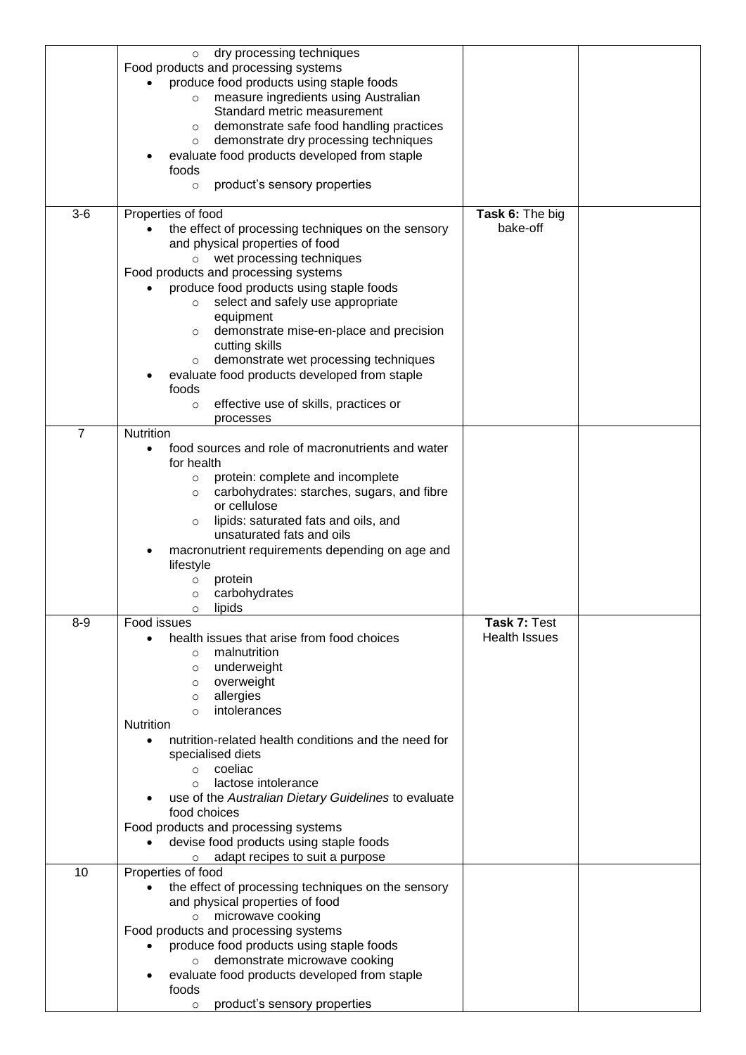| | | | |
|---|---|---|---|
| | ◦ dry processing techniques<br>Food products and processing systems<br>• produce food products using staple foods<br>◦ measure ingredients using Australian Standard metric measurement<br>◦ demonstrate safe food handling practices<br>◦ demonstrate dry processing techniques<br>• evaluate food products developed from staple foods<br>◦ product's sensory properties | | |
| 3-6 | Properties of food<br>• the effect of processing techniques on the sensory and physical properties of food<br>◦ wet processing techniques<br>Food products and processing systems<br>• produce food products using staple foods<br>◦ select and safely use appropriate equipment<br>◦ demonstrate mise-en-place and precision cutting skills<br>◦ demonstrate wet processing techniques<br>• evaluate food products developed from staple foods<br>◦ effective use of skills, practices or processes | **Task 6:** The big bake-off | |
| 7 | Nutrition<br>• food sources and role of macronutrients and water for health<br>◦ protein: complete and incomplete<br>◦ carbohydrates: starches, sugars, and fibre or cellulose<br>◦ lipids: saturated fats and oils, and unsaturated fats and oils<br>• macronutrient requirements depending on age and lifestyle<br>◦ protein<br>◦ carbohydrates<br>◦ lipids | | |
| 8-9 | Food issues<br>• health issues that arise from food choices<br>◦ malnutrition<br>◦ underweight<br>◦ overweight<br>◦ allergies<br>◦ intolerances<br>Nutrition<br>• nutrition-related health conditions and the need for specialised diets<br>◦ coeliac<br>◦ lactose intolerance<br>• use of the *Australian Dietary Guidelines* to evaluate food choices<br>Food products and processing systems<br>• devise food products using staple foods<br>◦ adapt recipes to suit a purpose | **Task 7:** Test Health Issues | |
| 10 | Properties of food<br>• the effect of processing techniques on the sensory and physical properties of food<br>◦ microwave cooking<br>Food products and processing systems<br>• produce food products using staple foods<br>◦ demonstrate microwave cooking<br>• evaluate food products developed from staple foods<br>◦ product's sensory properties | | |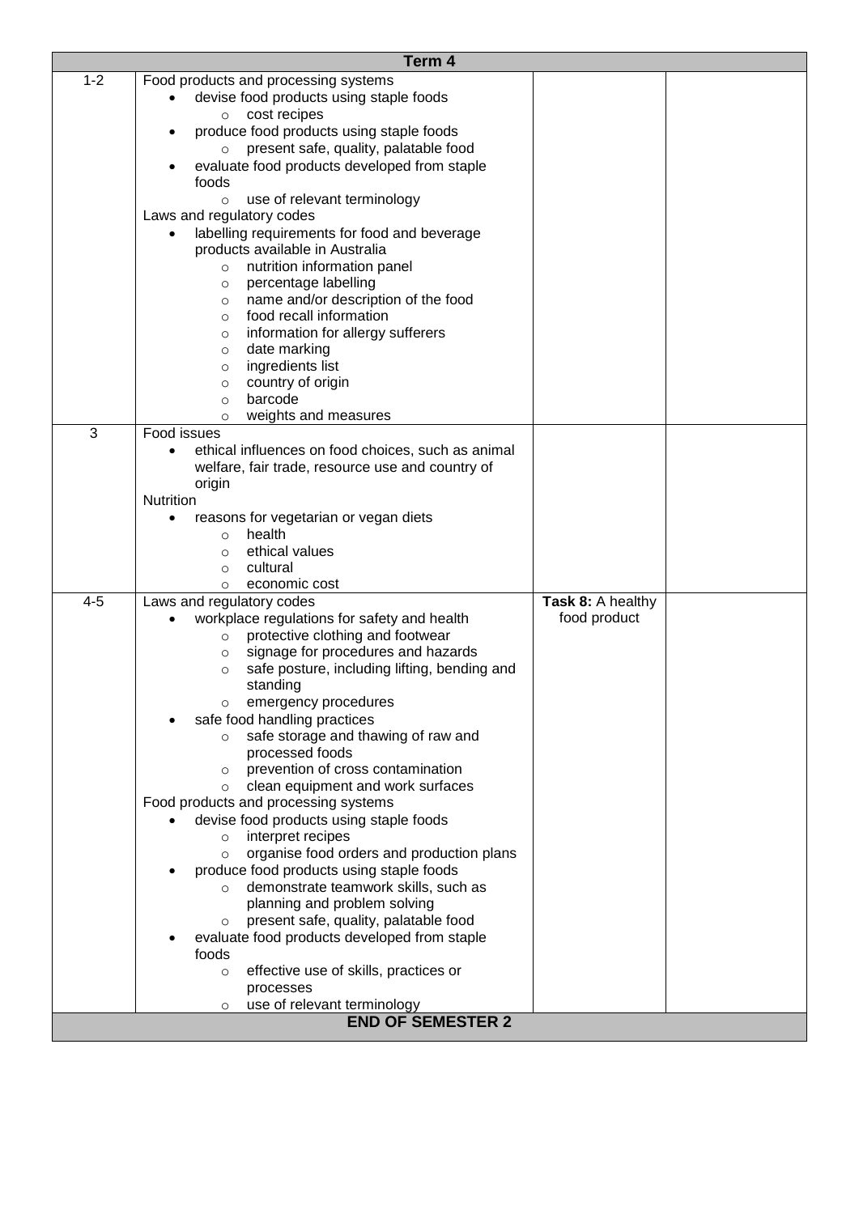| Term 4 | | | |
|---|---|---|---|
| 1-2 | Food products and processing systems<br>• devise food products using staple foods<br>  ○ cost recipes<br>• produce food products using staple foods<br>  ○ present safe, quality, palatable food<br>• evaluate food products developed from staple foods<br>  ○ use of relevant terminology<br>Laws and regulatory codes<br>• labelling requirements for food and beverage products available in Australia<br>  ○ nutrition information panel<br>  ○ percentage labelling<br>  ○ name and/or description of the food<br>  ○ food recall information<br>  ○ information for allergy sufferers<br>  ○ date marking<br>  ○ ingredients list<br>  ○ country of origin<br>  ○ barcode<br>  ○ weights and measures | | |
| 3 | Food issues<br>• ethical influences on food choices, such as animal welfare, fair trade, resource use and country of origin<br>Nutrition<br>• reasons for vegetarian or vegan diets<br>  ○ health<br>  ○ ethical values<br>  ○ cultural<br>  ○ economic cost | | |
| 4-5 | Laws and regulatory codes<br>• workplace regulations for safety and health<br>  ○ protective clothing and footwear<br>  ○ signage for procedures and hazards<br>  ○ safe posture, including lifting, bending and standing<br>  ○ emergency procedures<br>• safe food handling practices<br>  ○ safe storage and thawing of raw and processed foods<br>  ○ prevention of cross contamination<br>  ○ clean equipment and work surfaces<br>Food products and processing systems<br>• devise food products using staple foods<br>  ○ interpret recipes<br>  ○ organise food orders and production plans<br>• produce food products using staple foods<br>  ○ demonstrate teamwork skills, such as planning and problem solving<br>  ○ present safe, quality, palatable food<br>• evaluate food products developed from staple foods<br>  ○ effective use of skills, practices or processes<br>  ○ use of relevant terminology | **Task 8:** A healthy food product | |
| **END OF SEMESTER 2** | | | |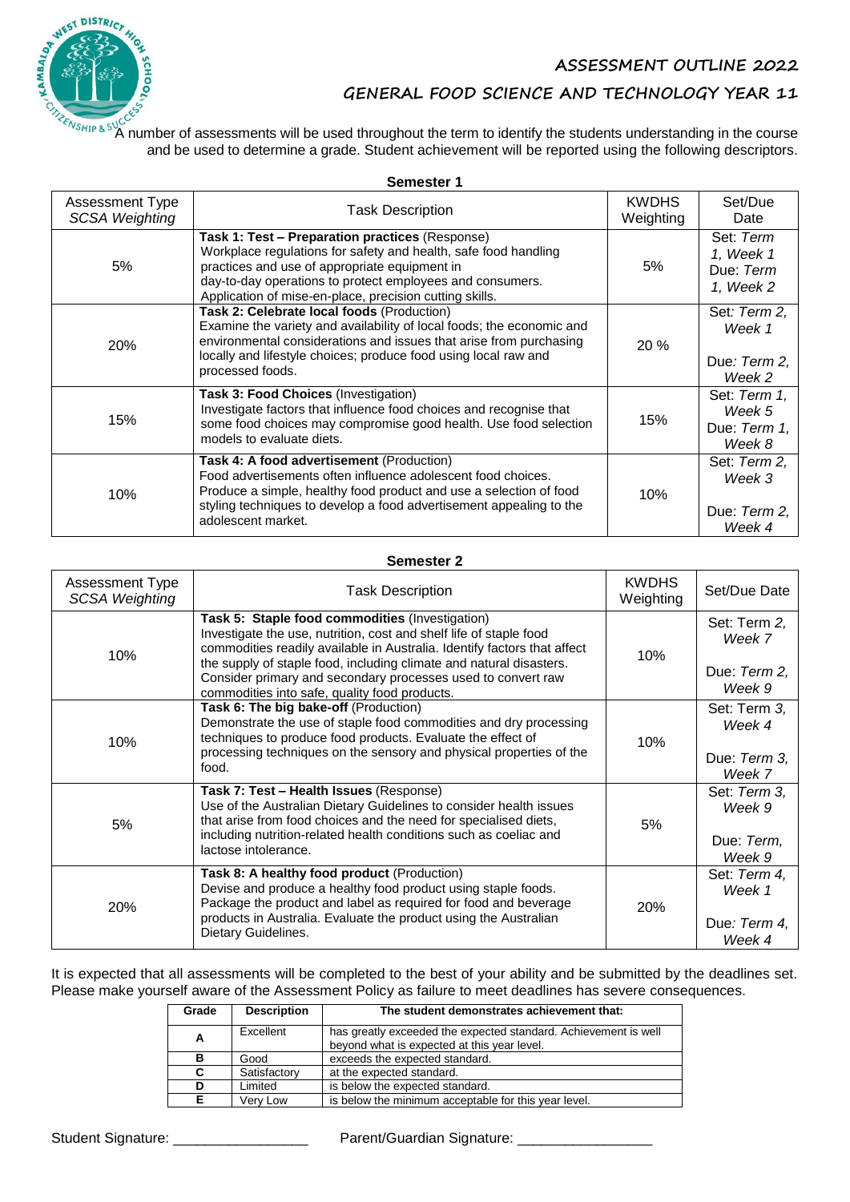# ASSESSMENT OUTLINE 2022

## GENERAL FOOD SCIENCE AND TECHNOLOGY YEAR 11

A number of assessments will be used throughout the term to identify the students understanding in the course and be used to determine a grade. Student achievement will be reported using the following descriptors.

**Semester 1**

| Assessment Type *SCSA Weighting* | Task Description | KWDHS Weighting | Set/Due Date |
|---|---|---|---|
| 5% | **Task 1: Test – Preparation practices** (Response) Workplace regulations for safety and health, safe food handling practices and use of appropriate equipment in day-to-day operations to protect employees and consumers. Application of mise-en-place, precision cutting skills. | 5% | Set: *Term 1, Week 1* Due: *Term 1, Week 2* |
| 20% | **Task 2: Celebrate local foods** (Production) Examine the variety and availability of local foods; the economic and environmental considerations and issues that arise from purchasing locally and lifestyle choices; produce food using local raw and processed foods. | 20 % | Set: *Term 2, Week 1* Due: *Term 2, Week 2* |
| 15% | **Task 3: Food Choices** (Investigation) Investigate factors that influence food choices and recognise that some food choices may compromise good health. Use food selection models to evaluate diets. | 15% | Set: *Term 1, Week 5* Due: *Term 1, Week 8* |
| 10% | **Task 4: A food advertisement** (Production) Food advertisements often influence adolescent food choices. Produce a simple, healthy food product and use a selection of food styling techniques to develop a food advertisement appealing to the adolescent market. | 10% | Set: *Term 2, Week 3* Due: *Term 2, Week 4* |

**Semester 2**

| Assessment Type *SCSA Weighting* | Task Description | KWDHS Weighting | Set/Due Date |
|---|---|---|---|
| 10% | **Task 5: Staple food commodities** (Investigation) Investigate the use, nutrition, cost and shelf life of staple food commodities readily available in Australia. Identify factors that affect the supply of staple food, including climate and natural disasters. Consider primary and secondary processes used to convert raw commodities into safe, quality food products. | 10% | Set: Term *2, Week 7* Due: *Term 2, Week 9* |
| 10% | **Task 6: The big bake-off** (Production) Demonstrate the use of staple food commodities and dry processing techniques to produce food products. Evaluate the effect of processing techniques on the sensory and physical properties of the food. | 10% | Set: Term *3, Week 4* Due: *Term 3, Week 7* |
| 5% | **Task 7: Test – Health Issues** (Response) Use of the Australian Dietary Guidelines to consider health issues that arise from food choices and the need for specialised diets, including nutrition-related health conditions such as coeliac and lactose intolerance. | 5% | Set: *Term 3, Week 9* Due: *Term, Week 9* |
| 20% | **Task 8: A healthy food product** (Production) Devise and produce a healthy food product using staple foods. Package the product and label as required for food and beverage products in Australia. Evaluate the product using the Australian Dietary Guidelines. | 20% | Set: *Term 4, Week 1* Due: *Term 4, Week 4* |

It is expected that all assessments will be completed to the best of your ability and be submitted by the deadlines set. Please make yourself aware of the Assessment Policy as failure to meet deadlines has severe consequences.

| Grade | Description | The student demonstrates achievement that: |
|---|---|---|
| **A** | Excellent | has greatly exceeded the expected standard. Achievement is well beyond what is expected at this year level. |
| **B** | Good | exceeds the expected standard. |
| **C** | Satisfactory | at the expected standard. |
| **D** | Limited | is below the expected standard. |
| **E** | Very Low | is below the minimum acceptable for this year level. |

Student Signature: _________________ Parent/Guardian Signature: _________________